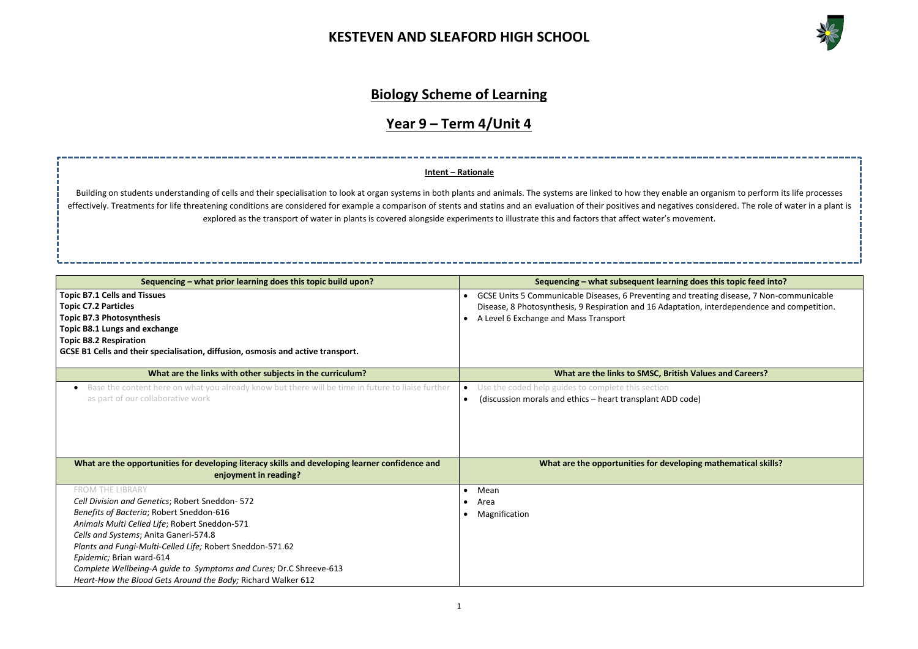# KESTEVEN AND SLEAFORD HIGH SCHOOL

## Biology Scheme of Learning

## Year 9 – Term 4/Unit 4

**Intent – Rationale**

Building on students understanding of cells and their specialisation to look at organ systems in both plants and animals. The systems are linked to how they enable an organism to perform its life processes effectively. Treatments for life threatening conditions are considered for example a comparison of stents and statins and an evaluation of their positives and negatives considered. The role of water in a plant is explored as the transport of water in plants is covered alongside experiments to illustrate this and factors that affect water's movement.

| Sequencing – what prior learning does this topic build upon? | Sequencing – what subsequent learning does this topic feed into? |
|---|---|
| **Topic B7.1 Cells and Tissues**<br>**Topic C7.2 Particles**<br>**Topic B7.3 Photosynthesis**<br>**Topic B8.1 Lungs and exchange**<br>**Topic B8.2 Respiration**<br>**GCSE B1 Cells and their specialisation, diffusion, osmosis and active transport.** | • GCSE Units 5 Communicable Diseases, 6 Preventing and treating disease, 7 Non-communicable Disease, 8 Photosynthesis, 9 Respiration and 16 Adaptation, interdependence and competition.<br>• A Level 6 Exchange and Mass Transport |
| **What are the links with other subjects in the curriculum?** | **What are the links to SMSC, British Values and Careers?** |
| • Base the content here on what you already know but there will be time in future to liaise further as part of our collaborative work | • Use the coded help guides to complete this section<br>• (discussion morals and ethics – heart transplant ADD code) |
| **What are the opportunities for developing literacy skills and developing learner confidence and enjoyment in reading?** | **What are the opportunities for developing mathematical skills?** |
| FROM THE LIBRARY<br>*Cell Division and Genetics*; Robert Sneddon- 572<br>*Benefits of Bacteria*; Robert Sneddon-616<br>*Animals Multi Celled Life*; Robert Sneddon-571<br>*Cells and Systems*; Anita Ganeri-574.8<br>*Plants and Fungi-Multi-Celled Life;* Robert Sneddon-571.62<br>*Epidemic;* Brian ward-614<br>*Complete Wellbeing-A guide to Symptoms and Cures;* Dr.C Shreeve-613<br>*Heart-How the Blood Gets Around the Body;* Richard Walker 612 | • Mean<br>• Area<br>• Magnification |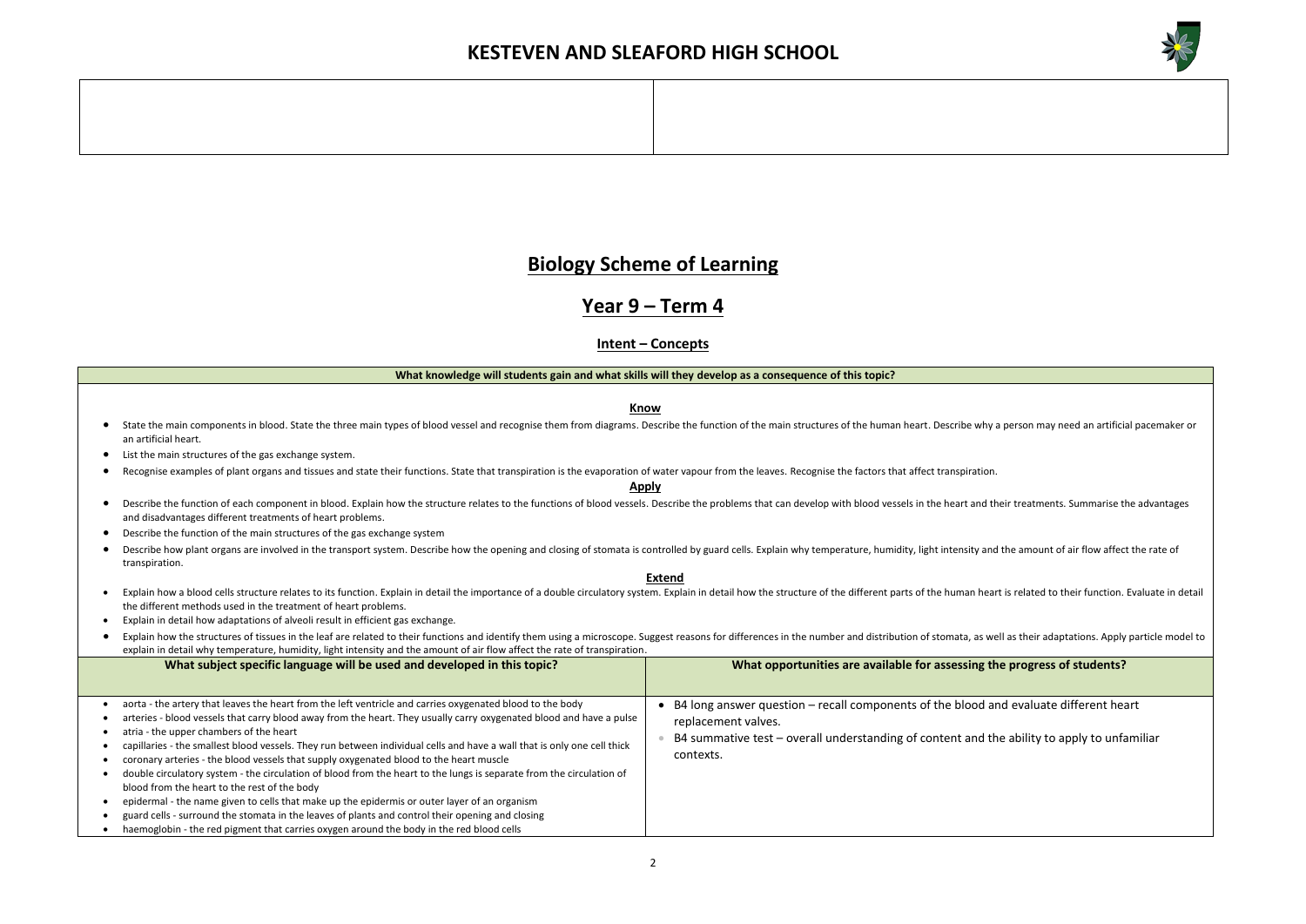# KESTEVEN AND SLEAFORD HIGH SCHOOL

# Biology Scheme of Learning

## Year 9 – Term 4

### Intent – Concepts

**What knowledge will students gain and what skills will they develop as a consequence of this topic?**

**Know**

- State the main components in blood. State the three main types of blood vessel and recognise them from diagrams. Describe the function of the main structures of the human heart. Describe why a person may need an artificial pacemaker or an artificial heart.
- List the main structures of the gas exchange system.
- Recognise examples of plant organs and tissues and state their functions. State that transpiration is the evaporation of water vapour from the leaves. Recognise the factors that affect transpiration.

**Apply**

- Describe the function of each component in blood. Explain how the structure relates to the functions of blood vessels. Describe the problems that can develop with blood vessels in the heart and their treatments. Summarise the advantages and disadvantages different treatments of heart problems.
- Describe the function of the main structures of the gas exchange system
- Describe how plant organs are involved in the transport system. Describe how the opening and closing of stomata is controlled by guard cells. Explain why temperature, humidity, light intensity and the amount of air flow affect the rate of transpiration.

**Extend**

- Explain how a blood cells structure relates to its function. Explain in detail the importance of a double circulatory system. Explain in detail how the structure of the different parts of the human heart is related to their function. Evaluate in detail the different methods used in the treatment of heart problems.
- Explain in detail how adaptations of alveoli result in efficient gas exchange.
- Explain how the structures of tissues in the leaf are related to their functions and identify them using a microscope. Suggest reasons for differences in the number and distribution of stomata, as well as their adaptations. Apply particle model to explain in detail why temperature, humidity, light intensity and the amount of air flow affect the rate of transpiration.

| What subject specific language will be used and developed in this topic? | What opportunities are available for assessing the progress of students? |
|---|---|
| • aorta - the artery that leaves the heart from the left ventricle and carries oxygenated blood to the body<br>• arteries - blood vessels that carry blood away from the heart. They usually carry oxygenated blood and have a pulse<br>• atria - the upper chambers of the heart<br>• capillaries - the smallest blood vessels. They run between individual cells and have a wall that is only one cell thick<br>• coronary arteries - the blood vessels that supply oxygenated blood to the heart muscle<br>• double circulatory system - the circulation of blood from the heart to the lungs is separate from the circulation of blood from the heart to the rest of the body<br>• epidermal - the name given to cells that make up the epidermis or outer layer of an organism<br>• guard cells - surround the stomata in the leaves of plants and control their opening and closing<br>• haemoglobin - the red pigment that carries oxygen around the body in the red blood cells | • B4 long answer question – recall components of the blood and evaluate different heart replacement valves.<br>• B4 summative test – overall understanding of content and the ability to apply to unfamiliar contexts. |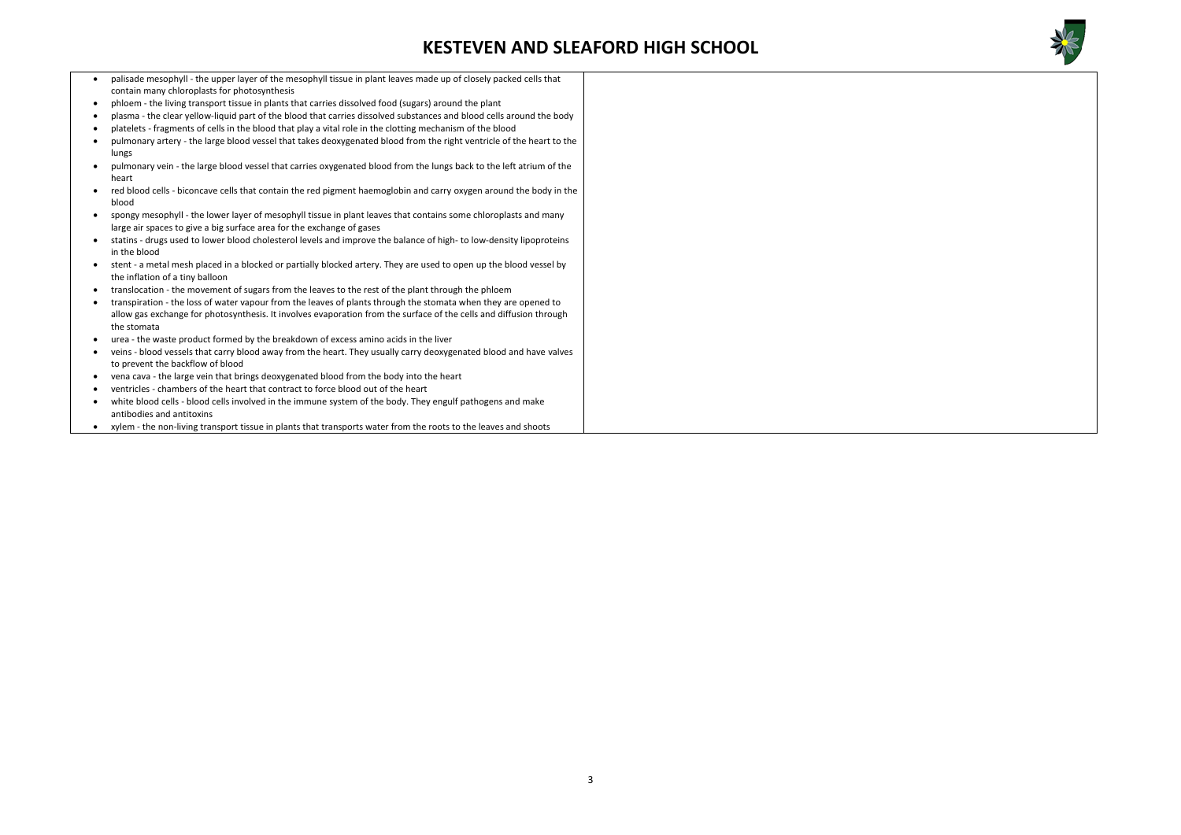- palisade mesophyll - the upper layer of the mesophyll tissue in plant leaves made up of closely packed cells that contain many chloroplasts for photosynthesis
- phloem - the living transport tissue in plants that carries dissolved food (sugars) around the plant
- plasma - the clear yellow-liquid part of the blood that carries dissolved substances and blood cells around the body
- platelets - fragments of cells in the blood that play a vital role in the clotting mechanism of the blood
- pulmonary artery - the large blood vessel that takes deoxygenated blood from the right ventricle of the heart to the lungs
- pulmonary vein - the large blood vessel that carries oxygenated blood from the lungs back to the left atrium of the heart
- red blood cells - biconcave cells that contain the red pigment haemoglobin and carry oxygen around the body in the blood
- spongy mesophyll - the lower layer of mesophyll tissue in plant leaves that contains some chloroplasts and many large air spaces to give a big surface area for the exchange of gases
- statins - drugs used to lower blood cholesterol levels and improve the balance of high- to low-density lipoproteins in the blood
- stent - a metal mesh placed in a blocked or partially blocked artery. They are used to open up the blood vessel by the inflation of a tiny balloon
- translocation - the movement of sugars from the leaves to the rest of the plant through the phloem
- transpiration - the loss of water vapour from the leaves of plants through the stomata when they are opened to allow gas exchange for photosynthesis. It involves evaporation from the surface of the cells and diffusion through the stomata
- urea - the waste product formed by the breakdown of excess amino acids in the liver
- veins - blood vessels that carry blood away from the heart. They usually carry deoxygenated blood and have valves to prevent the backflow of blood
- vena cava - the large vein that brings deoxygenated blood from the body into the heart
- ventricles - chambers of the heart that contract to force blood out of the heart
- white blood cells - blood cells involved in the immune system of the body. They engulf pathogens and make antibodies and antitoxins
- xylem - the non-living transport tissue in plants that transports water from the roots to the leaves and shoots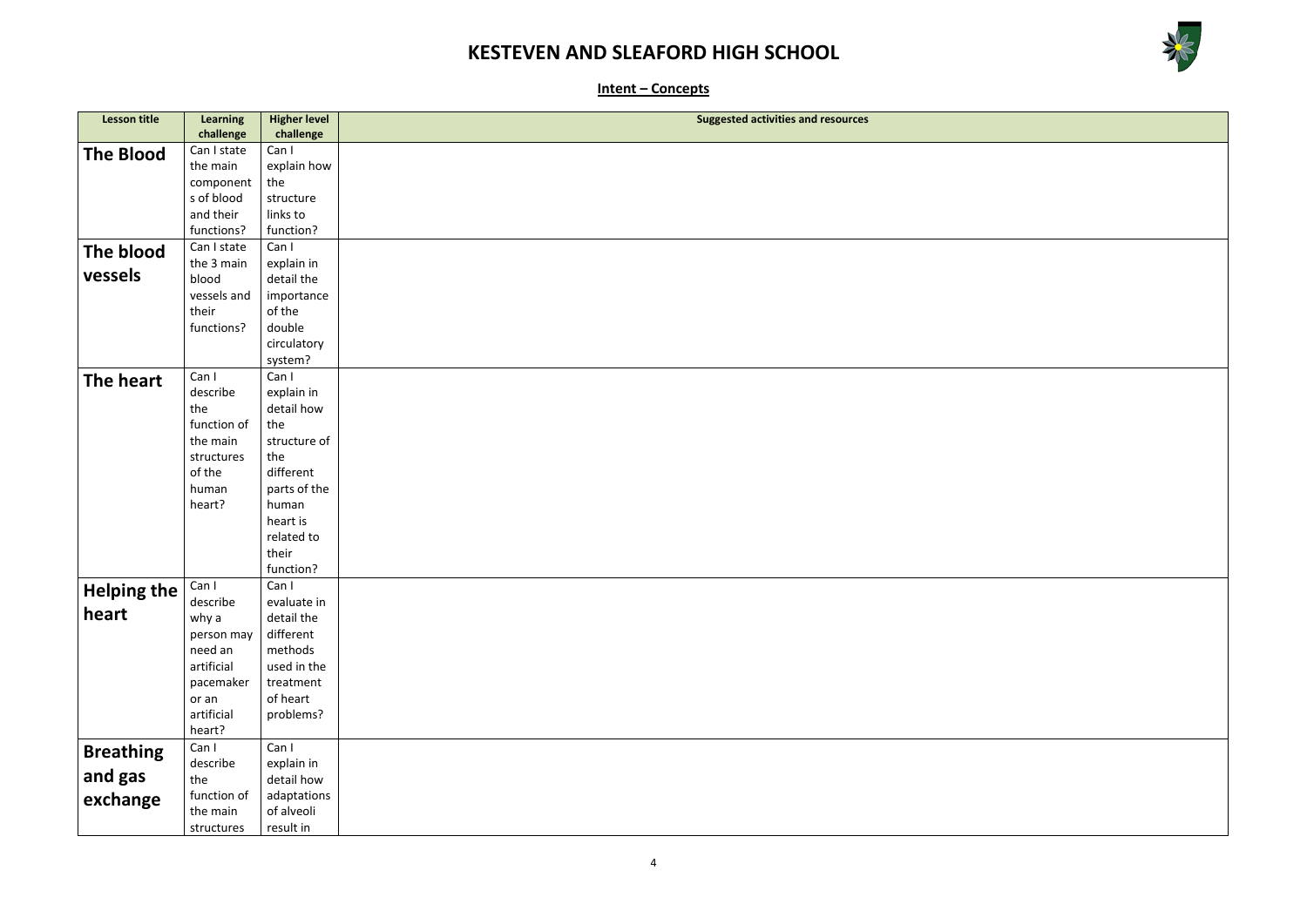# KESTEVEN AND SLEAFORD HIGH SCHOOL

## Intent – Concepts

| Lesson title | Learning challenge | Higher level challenge | Suggested activities and resources |
|---|---|---|---|
| **The Blood** | Can I state the main components of blood and their functions? | Can I explain how the structure links to function? | |
| **The blood vessels** | Can I state the 3 main blood vessels and their functions? | Can I explain in detail the importance of the double circulatory system? | |
| **The heart** | Can I describe the function of the main structures of the human heart? | Can I explain in detail how the structure of the different parts of the human heart is related to their function? | |
| **Helping the heart** | Can I describe why a person may need an artificial pacemaker or an artificial heart? | Can I evaluate in detail the different methods used in the treatment of heart problems? | |
| **Breathing and gas exchange** | Can I describe the function of the main structures | Can I explain in detail how adaptations of alveoli result in | |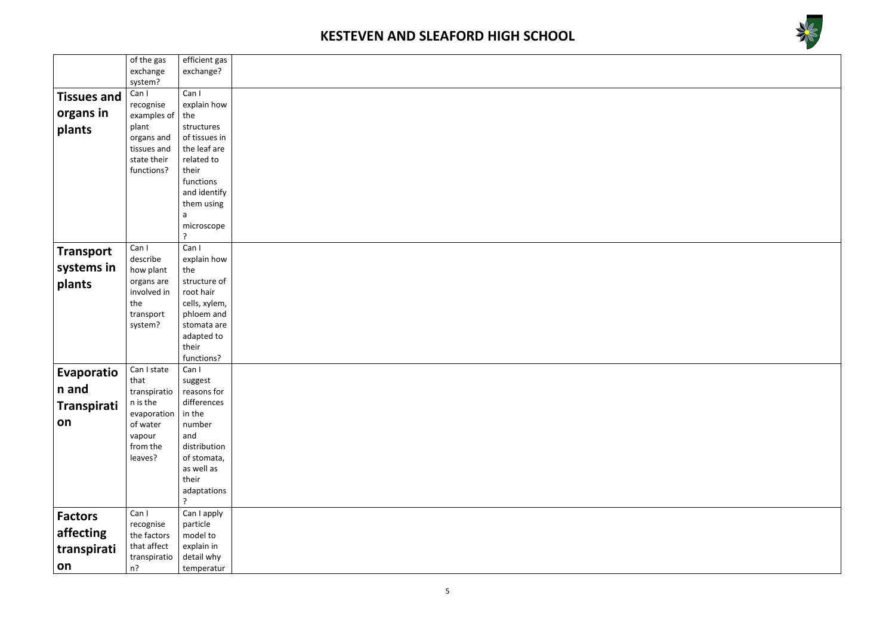# KESTEVEN AND SLEAFORD HIGH SCHOOL

| | | | |
|---|---|---|---|
| | of the gas exchange system? | efficient gas exchange? | |
| **Tissues and organs in plants** | Can I recognise examples of plant organs and tissues and state their functions? | Can I explain how the structures of tissues in the leaf are related to their functions and identify them using a microscope? | |
| **Transport systems in plants** | Can I describe how plant organs are involved in the transport system? | Can I explain how the structure of root hair cells, xylem, phloem and stomata are adapted to their functions? | |
| **Evaporation and Transpiration** | Can I state that transpiration is the evaporation of water vapour from the leaves? | Can I suggest reasons for differences in the number and distribution of stomata, as well as their adaptations? | |
| **Factors affecting transpiration** | Can I recognise the factors that affect transpiration? | Can I apply particle model to explain in detail why temperatur | |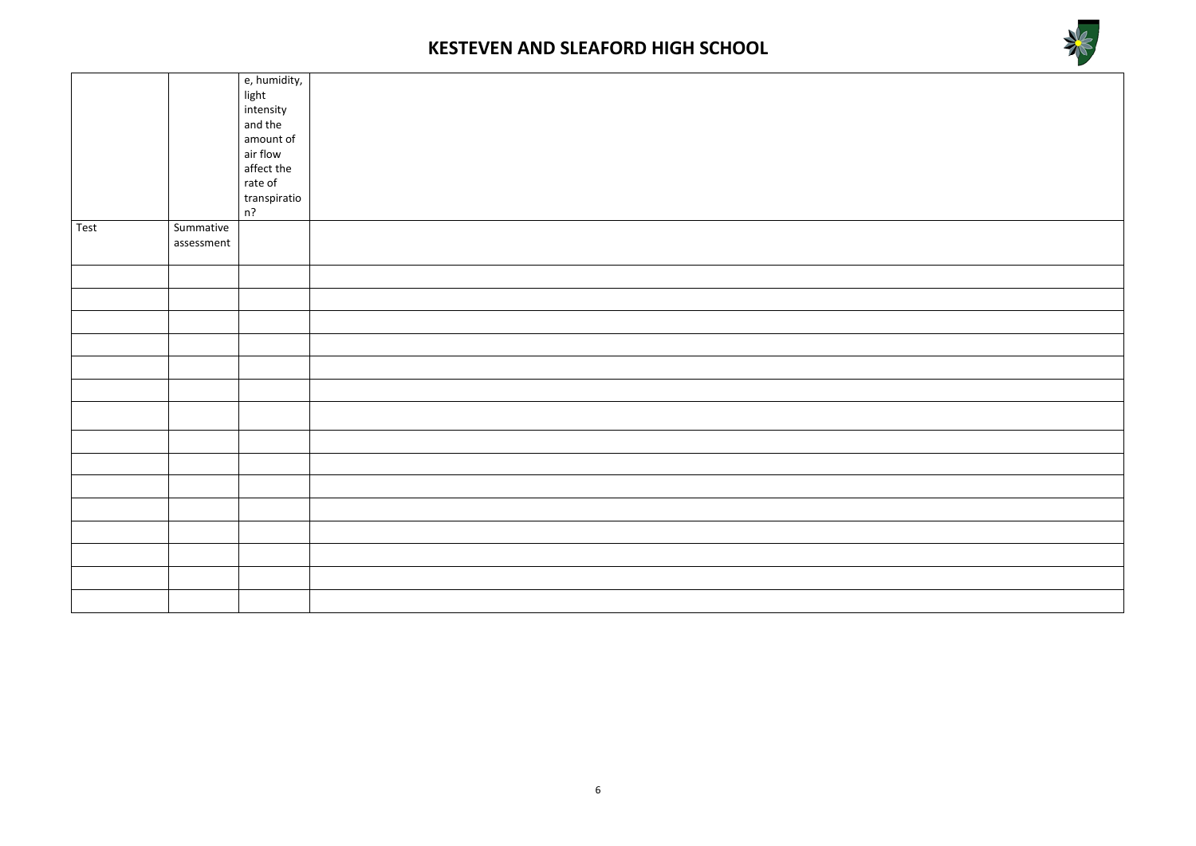| | | | |
|---|---|---|---|
| | | e, humidity, light intensity and the amount of air flow affect the rate of transpiration? | |
| Test | Summative assessment | | |
| | | | |
| | | | |
| | | | |
| | | | |
| | | | |
| | | | |
| | | | |
| | | | |
| | | | |
| | | | |
| | | | |
| | | | |
| | | | |
| | | | |
| | | | |